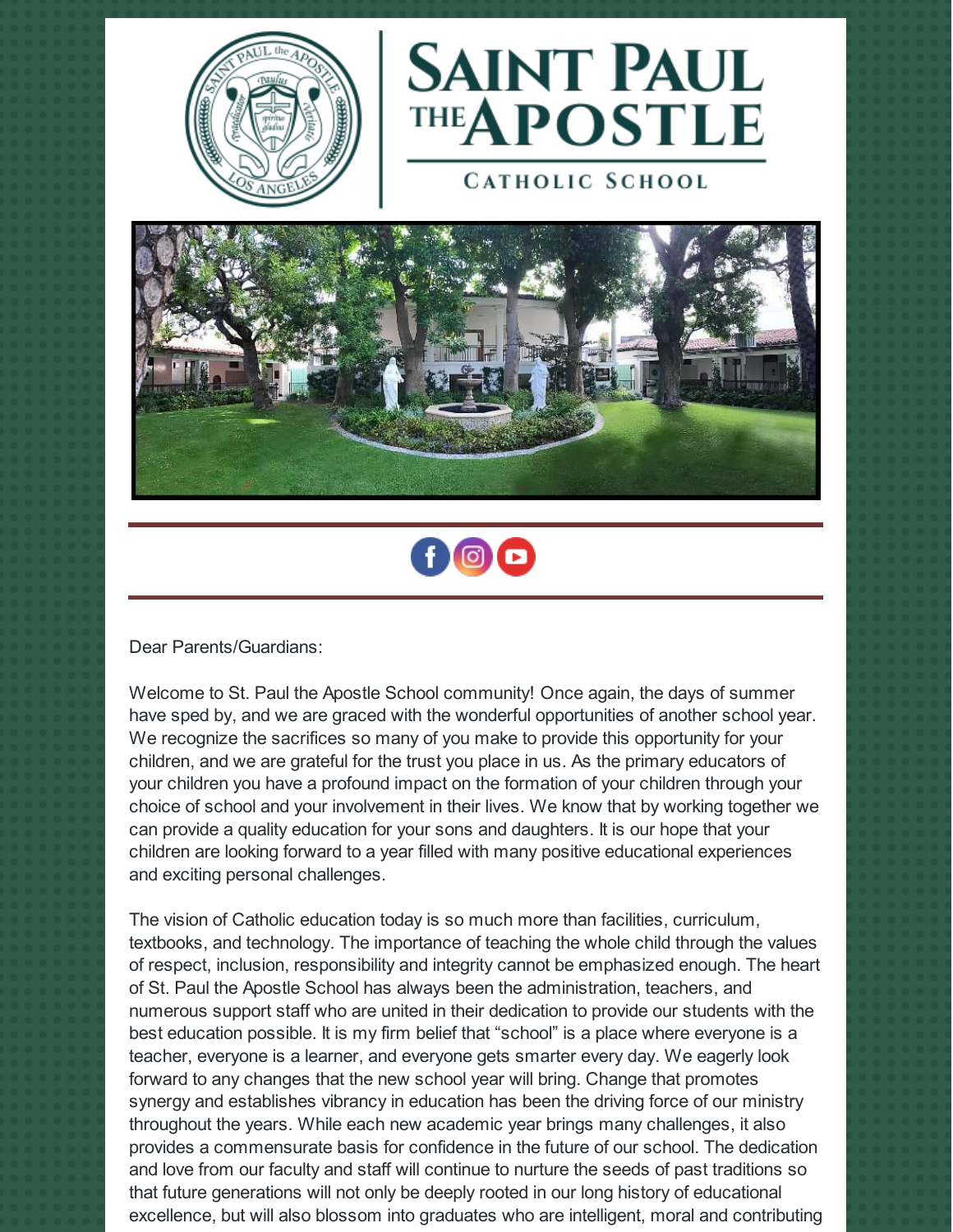# SAINT PAUL THE APOSTLE

## CATHOLIC SCHOOL

Dear Parents/Guardians:

Welcome to St. Paul the Apostle School community! Once again, the days of summer have sped by, and we are graced with the wonderful opportunities of another school year. We recognize the sacrifices so many of you make to provide this opportunity for your children, and we are grateful for the trust you place in us. As the primary educators of your children you have a profound impact on the formation of your children through your choice of school and your involvement in their lives. We know that by working together we can provide a quality education for your sons and daughters. It is our hope that your children are looking forward to a year filled with many positive educational experiences and exciting personal challenges.

The vision of Catholic education today is so much more than facilities, curriculum, textbooks, and technology. The importance of teaching the whole child through the values of respect, inclusion, responsibility and integrity cannot be emphasized enough. The heart of St. Paul the Apostle School has always been the administration, teachers, and numerous support staff who are united in their dedication to provide our students with the best education possible. It is my firm belief that "school" is a place where everyone is a teacher, everyone is a learner, and everyone gets smarter every day. We eagerly look forward to any changes that the new school year will bring. Change that promotes synergy and establishes vibrancy in education has been the driving force of our ministry throughout the years. While each new academic year brings many challenges, it also provides a commensurate basis for confidence in the future of our school. The dedication and love from our faculty and staff will continue to nurture the seeds of past traditions so that future generations will not only be deeply rooted in our long history of educational excellence, but will also blossom into graduates who are intelligent, moral and contributing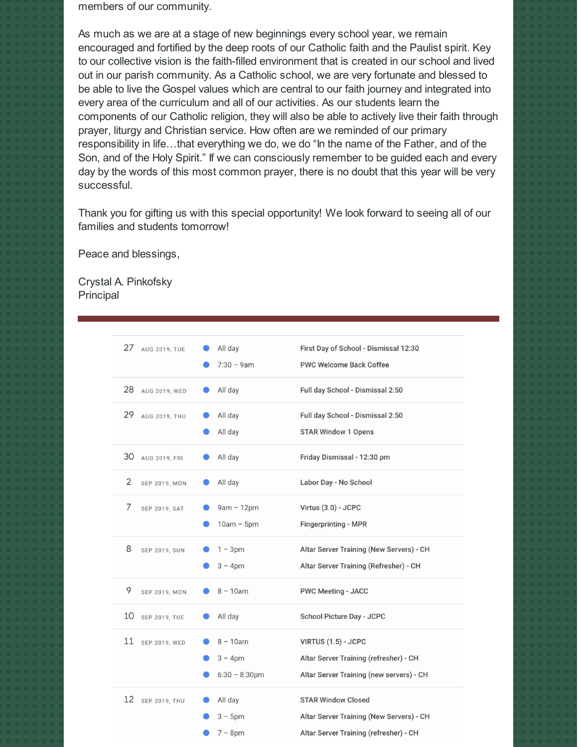members of our community.

As much as we are at a stage of new beginnings every school year, we remain encouraged and fortified by the deep roots of our Catholic faith and the Paulist spirit. Key to our collective vision is the faith-filled environment that is created in our school and lived out in our parish community. As a Catholic school, we are very fortunate and blessed to be able to live the Gospel values which are central to our faith journey and integrated into every area of the curriculum and all of our activities. As our students learn the components of our Catholic religion, they will also be able to actively live their faith through prayer, liturgy and Christian service. How often are we reminded of our primary responsibility in life…that everything we do, we do "In the name of the Father, and of the Son, and of the Holy Spirit." If we can consciously remember to be guided each and every day by the words of this most common prayer, there is no doubt that this year will be very successful.

Thank you for gifting us with this special opportunity! We look forward to seeing all of our families and students tomorrow!

Peace and blessings,

Crystal A. Pinkofsky
Principal

---

| Date | Time | Event |
|---|---|---|
| 27 AUG 2019, TUE | All day | First Day of School - Dismissal 12:30 |
| | 7:30 – 9am | PWC Welcome Back Coffee |
| 28 AUG 2019, WED | All day | Full day School - Dismissal 2:50 |
| 29 AUG 2019, THU | All day | Full day School - Dismissal 2:50 |
| | All day | STAR Window 1 Opens |
| 30 AUG 2019, FRI | All day | Friday Dismissal - 12:30 pm |
| 2 SEP 2019, MON | All day | Labor Day - No School |
| 7 SEP 2019, SAT | 9am – 12pm | Virtus (3.0) - JCPC |
| | 10am – 5pm | Fingerprinting - MPR |
| 8 SEP 2019, SUN | 1 – 3pm | Altar Server Training (New Servers) - CH |
| | 3 – 4pm | Altar Server Training (Refresher) - CH |
| 9 SEP 2019, MON | 8 – 10am | PWC Meeting - JACC |
| 10 SEP 2019, TUE | All day | School Picture Day - JCPC |
| 11 SEP 2019, WED | 8 – 10am | VIRTUS (1.5) - JCPC |
| | 3 – 4pm | Altar Server Training (refresher) - CH |
| | 6:30 – 8:30pm | Altar Server Training (new servers) - CH |
| 12 SEP 2019, THU | All day | STAR Window Closed |
| | 3 – 5pm | Altar Server Training (New Servers) - CH |
| | 7 – 8pm | Altar Server Training (refresher) - CH |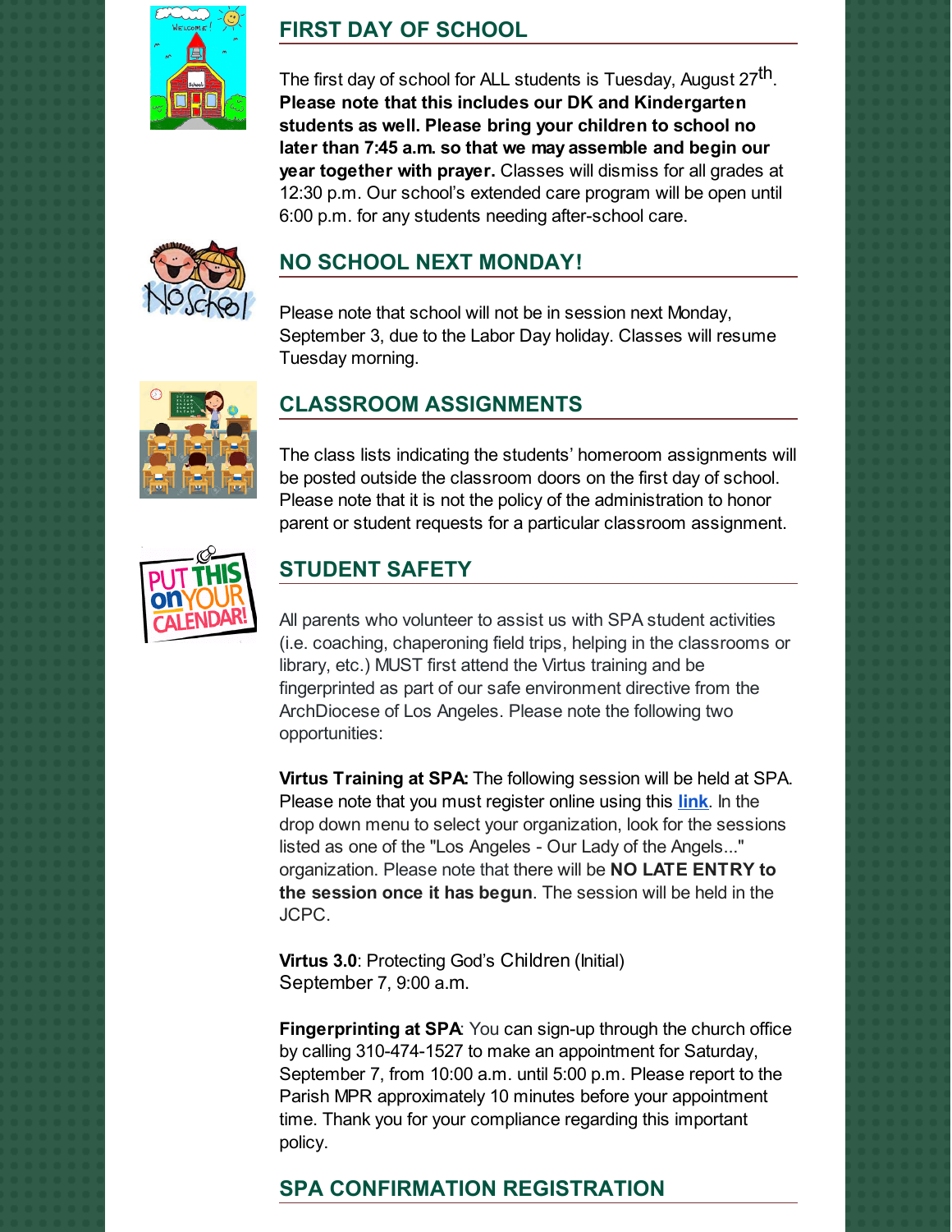## FIRST DAY OF SCHOOL

The first day of school for ALL students is Tuesday, August 27th. **Please note that this includes our DK and Kindergarten students as well. Please bring your children to school no later than 7:45 a.m. so that we may assemble and begin our year together with prayer.** Classes will dismiss for all grades at 12:30 p.m. Our school's extended care program will be open until 6:00 p.m. for any students needing after-school care.

## NO SCHOOL NEXT MONDAY!

Please note that school will not be in session next Monday, September 3, due to the Labor Day holiday. Classes will resume Tuesday morning.

## CLASSROOM ASSIGNMENTS

The class lists indicating the students' homeroom assignments will be posted outside the classroom doors on the first day of school. Please note that it is not the policy of the administration to honor parent or student requests for a particular classroom assignment.

## STUDENT SAFETY

All parents who volunteer to assist us with SPA student activities (i.e. coaching, chaperoning field trips, helping in the classrooms or library, etc.) MUST first attend the Virtus training and be fingerprinted as part of our safe environment directive from the ArchDiocese of Los Angeles. Please note the following two opportunities:

**Virtus Training at SPA:** The following session will be held at SPA. Please note that you must register online using this **link**. In the drop down menu to select your organization, look for the sessions listed as one of the "Los Angeles - Our Lady of the Angels..." organization. Please note that there will be **NO LATE ENTRY to the session once it has begun**. The session will be held in the JCPC.

**Virtus 3.0**: Protecting God's Children (Initial)
September 7, 9:00 a.m.

**Fingerprinting at SPA**: You can sign-up through the church office by calling 310-474-1527 to make an appointment for Saturday, September 7, from 10:00 a.m. until 5:00 p.m. Please report to the Parish MPR approximately 10 minutes before your appointment time. Thank you for your compliance regarding this important policy.

## SPA CONFIRMATION REGISTRATION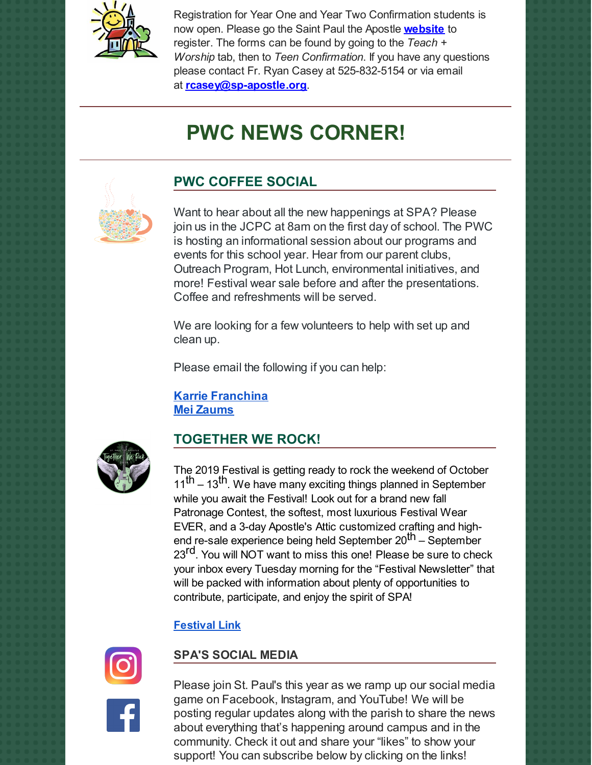Registration for Year One and Year Two Confirmation students is now open. Please go the Saint Paul the Apostle **website** to register. The forms can be found by going to the *Teach + Worship* tab, then to *Teen Confirmation*. If you have any questions please contact Fr. Ryan Casey at 525-832-5154 or via email at **rcasey@sp-apostle.org**.

---

# PWC NEWS CORNER!

---

## PWC COFFEE SOCIAL

Want to hear about all the new happenings at SPA? Please join us in the JCPC at 8am on the first day of school. The PWC is hosting an informational session about our programs and events for this school year. Hear from our parent clubs, Outreach Program, Hot Lunch, environmental initiatives, and more! Festival wear sale before and after the presentations. Coffee and refreshments will be served.

We are looking for a few volunteers to help with set up and clean up.

Please email the following if you can help:

**Karrie Franchina**
**Mei Zaums**

## TOGETHER WE ROCK!

The 2019 Festival is getting ready to rock the weekend of October 11th – 13th. We have many exciting things planned in September while you await the Festival! Look out for a brand new fall Patronage Contest, the softest, most luxurious Festival Wear EVER, and a 3-day Apostle's Attic customized crafting and high-end re-sale experience being held September 20th – September 23rd. You will NOT want to miss this one! Please be sure to check your inbox every Tuesday morning for the "Festival Newsletter" that will be packed with information about plenty of opportunities to contribute, participate, and enjoy the spirit of SPA!

**Festival Link**

## SPA'S SOCIAL MEDIA

Please join St. Paul's this year as we ramp up our social media game on Facebook, Instagram, and YouTube! We will be posting regular updates along with the parish to share the news about everything that's happening around campus and in the community. Check it out and share your "likes" to show your support! You can subscribe below by clicking on the links!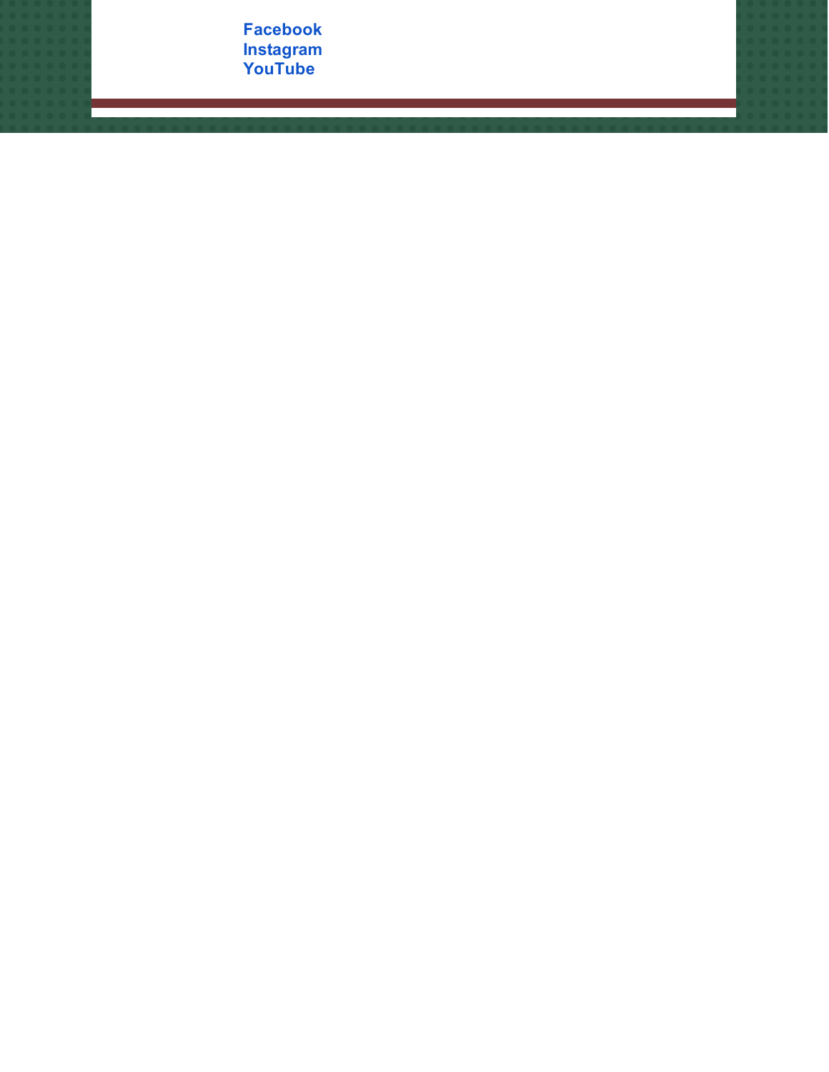Facebook
Instagram
YouTube